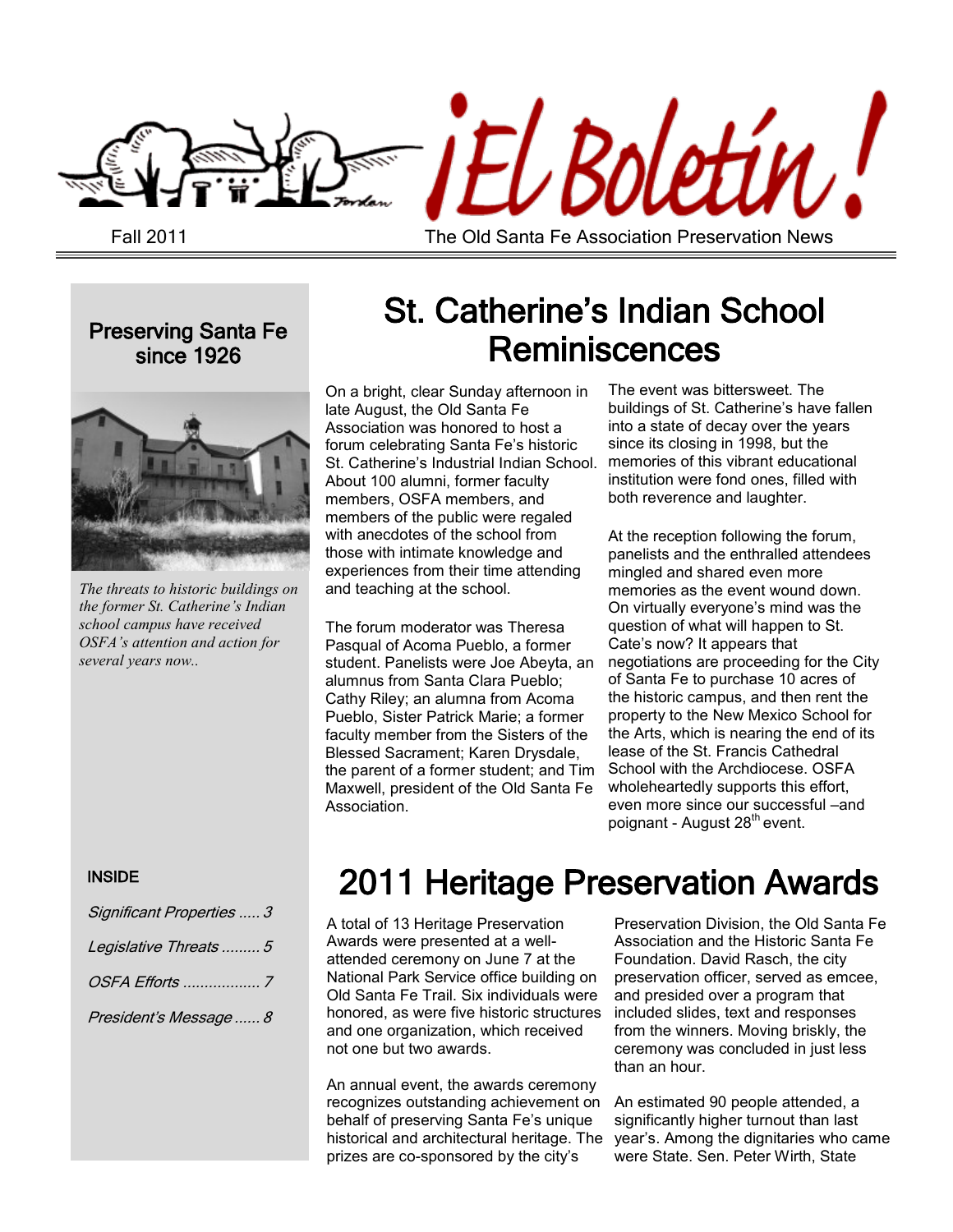# ¡El Boletín!

Fall 2011

The Old Santa Fe Association Preservation News

**Preserving Santa Fe since 1926**

*The threats to historic buildings on the former St. Catherine's Indian school campus have received OSFA's attention and action for several years now..*

## St. Catherine's Indian School Reminiscences

On a bright, clear Sunday afternoon in late August, the Old Santa Fe Association was honored to host a forum celebrating Santa Fe's historic St. Catherine's Industrial Indian School. About 100 alumni, former faculty members, OSFA members, and members of the public were regaled with anecdotes of the school from those with intimate knowledge and experiences from their time attending and teaching at the school.

The forum moderator was Theresa Pasqual of Acoma Pueblo, a former student. Panelists were Joe Abeyta, an alumnus from Santa Clara Pueblo; Cathy Riley; an alumna from Acoma Pueblo, Sister Patrick Marie; a former faculty member from the Sisters of the Blessed Sacrament; Karen Drysdale, the parent of a former student; and Tim Maxwell, president of the Old Santa Fe Association.

The event was bittersweet. The buildings of St. Catherine's have fallen into a state of decay over the years since its closing in 1998, but the memories of this vibrant educational institution were fond ones, filled with both reverence and laughter.

At the reception following the forum, panelists and the enthralled attendees mingled and shared even more memories as the event wound down. On virtually everyone's mind was the question of what will happen to St. Cate's now? It appears that negotiations are proceeding for the City of Santa Fe to purchase 10 acres of the historic campus, and then rent the property to the New Mexico School for the Arts, which is nearing the end of its lease of the St. Francis Cathedral School with the Archdiocese. OSFA wholeheartedly supports this effort, even more since our successful –and poignant - August 28th event.

**INSIDE**

*Significant Properties ..... 3*

*Legislative Threats ......... 5*

*OSFA Efforts .................. 7*

*President's Message ...... 8*

## 2011 Heritage Preservation Awards

A total of 13 Heritage Preservation Awards were presented at a well-attended ceremony on June 7 at the National Park Service office building on Old Santa Fe Trail. Six individuals were honored, as were five historic structures and one organization, which received not one but two awards.

An annual event, the awards ceremony recognizes outstanding achievement on behalf of preserving Santa Fe's unique historical and architectural heritage. The prizes are co-sponsored by the city's Preservation Division, the Old Santa Fe Association and the Historic Santa Fe Foundation. David Rasch, the city preservation officer, served as emcee, and presided over a program that included slides, text and responses from the winners. Moving briskly, the ceremony was concluded in just less than an hour.

An estimated 90 people attended, a significantly higher turnout than last year's. Among the dignitaries who came were State. Sen. Peter Wirth, State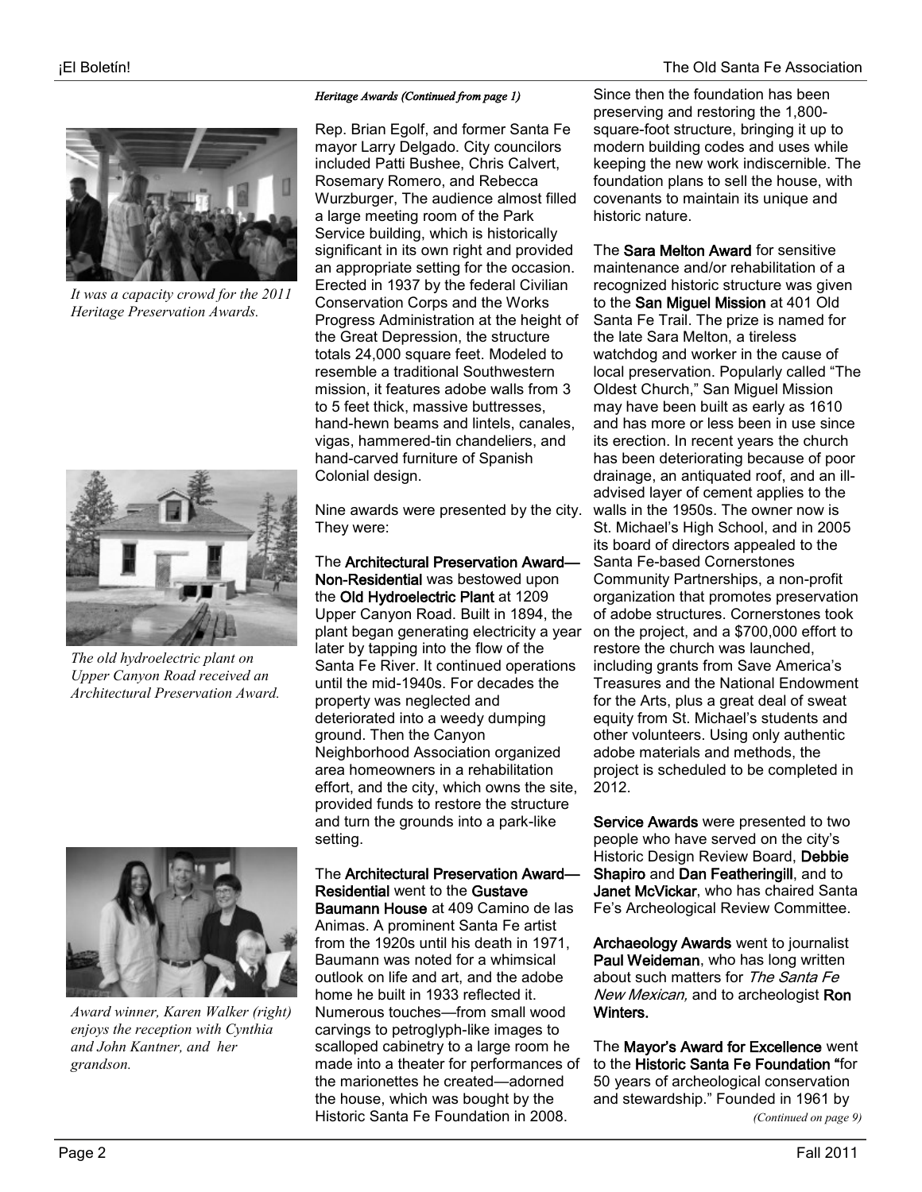*It was a capacity crowd for the 2011 Heritage Preservation Awards.*

*The old hydroelectric plant on Upper Canyon Road received an Architectural Preservation Award.*

*Award winner, Karen Walker (right) enjoys the reception with Cynthia and John Kantner, and her grandson.*

*Heritage Awards (Continued from page 1)*

Rep. Brian Egolf, and former Santa Fe mayor Larry Delgado. City councilors included Patti Bushee, Chris Calvert, Rosemary Romero, and Rebecca Wurzburger, The audience almost filled a large meeting room of the Park Service building, which is historically significant in its own right and provided an appropriate setting for the occasion. Erected in 1937 by the federal Civilian Conservation Corps and the Works Progress Administration at the height of the Great Depression, the structure totals 24,000 square feet. Modeled to resemble a traditional Southwestern mission, it features adobe walls from 3 to 5 feet thick, massive buttresses, hand-hewn beams and lintels, canales, vigas, hammered-tin chandeliers, and hand-carved furniture of Spanish Colonial design.

Nine awards were presented by the city. They were:

The **Architectural Preservation Award—Non-Residential** was bestowed upon the **Old Hydroelectric Plant** at 1209 Upper Canyon Road. Built in 1894, the plant began generating electricity a year later by tapping into the flow of the Santa Fe River. It continued operations until the mid-1940s. For decades the property was neglected and deteriorated into a weedy dumping ground. Then the Canyon Neighborhood Association organized area homeowners in a rehabilitation effort, and the city, which owns the site, provided funds to restore the structure and turn the grounds into a park-like setting.

The **Architectural Preservation Award—Residential** went to the **Gustave Baumann House** at 409 Camino de las Animas. A prominent Santa Fe artist from the 1920s until his death in 1971, Baumann was noted for a whimsical outlook on life and art, and the adobe home he built in 1933 reflected it. Numerous touches—from small wood carvings to petroglyph-like images to scalloped cabinetry to a large room he made into a theater for performances of the marionettes he created—adorned the house, which was bought by the Historic Santa Fe Foundation in 2008. Since then the foundation has been preserving and restoring the 1,800-square-foot structure, bringing it up to modern building codes and uses while keeping the new work indiscernible. The foundation plans to sell the house, with covenants to maintain its unique and historic nature.

The **Sara Melton Award** for sensitive maintenance and/or rehabilitation of a recognized historic structure was given to the **San Miguel Mission** at 401 Old Santa Fe Trail. The prize is named for the late Sara Melton, a tireless watchdog and worker in the cause of local preservation. Popularly called "The Oldest Church," San Miguel Mission may have been built as early as 1610 and has more or less been in use since its erection. In recent years the church has been deteriorating because of poor drainage, an antiquated roof, and an ill-advised layer of cement applies to the walls in the 1950s. The owner now is St. Michael's High School, and in 2005 its board of directors appealed to the Santa Fe-based Cornerstones Community Partnerships, a non-profit organization that promotes preservation of adobe structures. Cornerstones took on the project, and a $700,000 effort to restore the church was launched, including grants from Save America's Treasures and the National Endowment for the Arts, plus a great deal of sweat equity from St. Michael's students and other volunteers. Using only authentic adobe materials and methods, the project is scheduled to be completed in 2012.

**Service Awards** were presented to two people who have served on the city's Historic Design Review Board, **Debbie Shapiro** and **Dan Featheringill**, and to **Janet McVickar**, who has chaired Santa Fe's Archeological Review Committee.

**Archaeology Awards** went to journalist **Paul Weideman**, who has long written about such matters for *The Santa Fe New Mexican,* and to archeologist **Ron Winters.**

The **Mayor's Award for Excellence** went to the **Historic Santa Fe Foundation "**for 50 years of archeological conservation and stewardship." Founded in 1961 by

*(Continued on page 9)*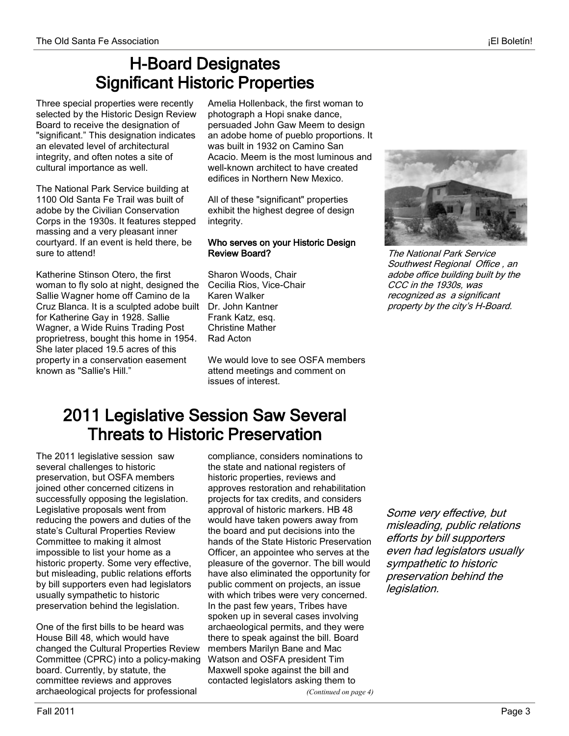# H-Board Designates Significant Historic Properties

Three special properties were recently selected by the Historic Design Review Board to receive the designation of "significant." This designation indicates an elevated level of architectural integrity, and often notes a site of cultural importance as well.

The National Park Service building at 1100 Old Santa Fe Trail was built of adobe by the Civilian Conservation Corps in the 1930s. It features stepped massing and a very pleasant inner courtyard. If an event is held there, be sure to attend!

Katherine Stinson Otero, the first woman to fly solo at night, designed the Sallie Wagner home off Camino de la Cruz Blanca. It is a sculpted adobe built for Katherine Gay in 1928. Sallie Wagner, a Wide Ruins Trading Post proprietress, bought this home in 1954. She later placed 19.5 acres of this property in a conservation easement known as "Sallie's Hill."

Amelia Hollenback, the first woman to photograph a Hopi snake dance, persuaded John Gaw Meem to design an adobe home of pueblo proportions. It was built in 1932 on Camino San Acacio. Meem is the most luminous and well-known architect to have created edifices in Northern New Mexico.

All of these "significant" properties exhibit the highest degree of design integrity.

### Who serves on your Historic Design Review Board?

Sharon Woods, Chair
Cecilia Rios, Vice-Chair
Karen Walker
Dr. John Kantner
Frank Katz, esq.
Christine Mather
Rad Acton

We would love to see OSFA members attend meetings and comment on issues of interest.

*The National Park Service Southwest Regional Office , an adobe office building built by the CCC in the 1930s, was recognized as a significant property by the city's H-Board.*

# 2011 Legislative Session Saw Several Threats to Historic Preservation

The 2011 legislative session saw several challenges to historic preservation, but OSFA members joined other concerned citizens in successfully opposing the legislation. Legislative proposals went from reducing the powers and duties of the state's Cultural Properties Review Committee to making it almost impossible to list your home as a historic property. Some very effective, but misleading, public relations efforts by bill supporters even had legislators usually sympathetic to historic preservation behind the legislation.

One of the first bills to be heard was House Bill 48, which would have changed the Cultural Properties Review Committee (CPRC) into a policy-making board. Currently, by statute, the committee reviews and approves archaeological projects for professional compliance, considers nominations to the state and national registers of historic properties, reviews and approves restoration and rehabilitation projects for tax credits, and considers approval of historic markers. HB 48 would have taken powers away from the board and put decisions into the hands of the State Historic Preservation Officer, an appointee who serves at the pleasure of the governor. The bill would have also eliminated the opportunity for public comment on projects, an issue with which tribes were very concerned. In the past few years, Tribes have spoken up in several cases involving archaeological permits, and they were there to speak against the bill. Board members Marilyn Bane and Mac Watson and OSFA president Tim Maxwell spoke against the bill and contacted legislators asking them to

*(Continued on page 4)*

*Some very effective, but misleading, public relations efforts by bill supporters even had legislators usually sympathetic to historic preservation behind the legislation.*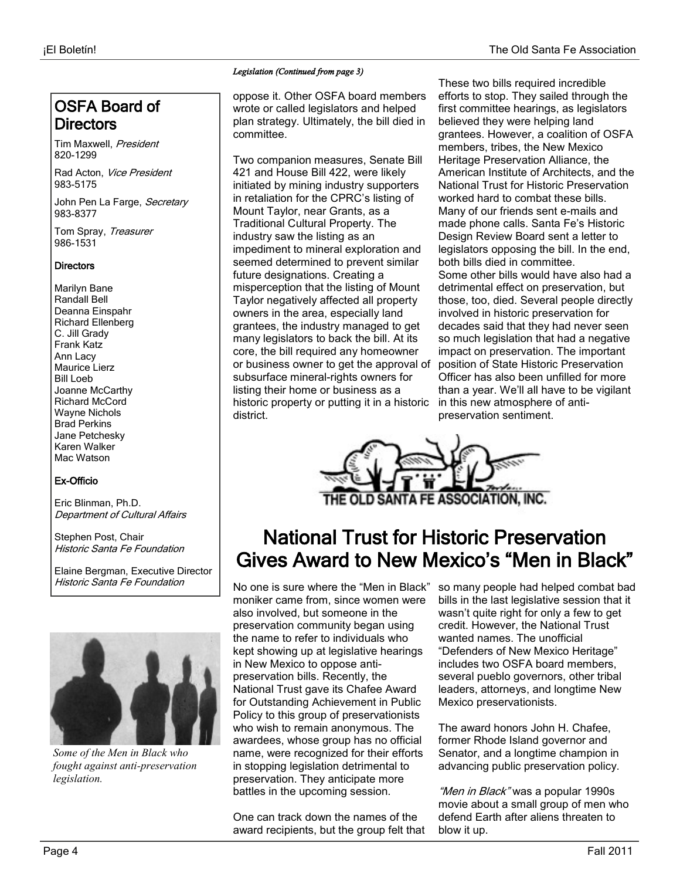## OSFA Board of Directors

Tim Maxwell, *President*
820-1299

Rad Acton, *Vice President*
983-5175

John Pen La Farge, *Secretary*
983-8377

Tom Spray, *Treasurer*
986-1531

**Directors**

Marilyn Bane
Randall Bell
Deanna Einspahr
Richard Ellenberg
C. Jill Grady
Frank Katz
Ann Lacy
Maurice Lierz
Bill Loeb
Joanne McCarthy
Richard McCord
Wayne Nichols
Brad Perkins
Jane Petchesky
Karen Walker
Mac Watson

**Ex-Officio**

Eric Blinman, Ph.D.
*Department of Cultural Affairs*

Stephen Post, Chair
*Historic Santa Fe Foundation*

Elaine Bergman, Executive Director
*Historic Santa Fe Foundation*

*Some of the Men in Black who fought against anti-preservation legislation.*

*Legislation (Continued from page 3)*

oppose it. Other OSFA board members wrote or called legislators and helped plan strategy. Ultimately, the bill died in committee.

Two companion measures, Senate Bill 421 and House Bill 422, were likely initiated by mining industry supporters in retaliation for the CPRC's listing of Mount Taylor, near Grants, as a Traditional Cultural Property. The industry saw the listing as an impediment to mineral exploration and seemed determined to prevent similar future designations. Creating a misperception that the listing of Mount Taylor negatively affected all property owners in the area, especially land grantees, the industry managed to get many legislators to back the bill. At its core, the bill required any homeowner or business owner to get the approval of subsurface mineral-rights owners for listing their home or business as a historic property or putting it in a historic district.

These two bills required incredible efforts to stop. They sailed through the first committee hearings, as legislators believed they were helping land grantees. However, a coalition of OSFA members, tribes, the New Mexico Heritage Preservation Alliance, the American Institute of Architects, and the National Trust for Historic Preservation worked hard to combat these bills. Many of our friends sent e-mails and made phone calls. Santa Fe's Historic Design Review Board sent a letter to legislators opposing the bill. In the end, both bills died in committee.
Some other bills would have also had a detrimental effect on preservation, but those, too, died. Several people directly involved in historic preservation for decades said that they had never seen so much legislation that had a negative impact on preservation. The important position of State Historic Preservation Officer has also been unfilled for more than a year. We'll all have to be vigilant in this new atmosphere of anti-preservation sentiment.

THE OLD SANTA FE ASSOCIATION, INC.

# National Trust for Historic Preservation Gives Award to New Mexico's "Men in Black"

No one is sure where the "Men in Black" moniker came from, since women were also involved, but someone in the preservation community began using the name to refer to individuals who kept showing up at legislative hearings in New Mexico to oppose anti-preservation bills. Recently, the National Trust gave its Chafee Award for Outstanding Achievement in Public Policy to this group of preservationists who wish to remain anonymous. The awardees, whose group has no official name, were recognized for their efforts in stopping legislation detrimental to preservation. They anticipate more battles in the upcoming session.

One can track down the names of the award recipients, but the group felt that so many people had helped combat bad bills in the last legislative session that it wasn't quite right for only a few to get credit. However, the National Trust wanted names. The unofficial "Defenders of New Mexico Heritage" includes two OSFA board members, several pueblo governors, other tribal leaders, attorneys, and longtime New Mexico preservationists.

The award honors John H. Chafee, former Rhode Island governor and Senator, and a longtime champion in advancing public preservation policy.

*"Men in Black"* was a popular 1990s movie about a small group of men who defend Earth after aliens threaten to blow it up.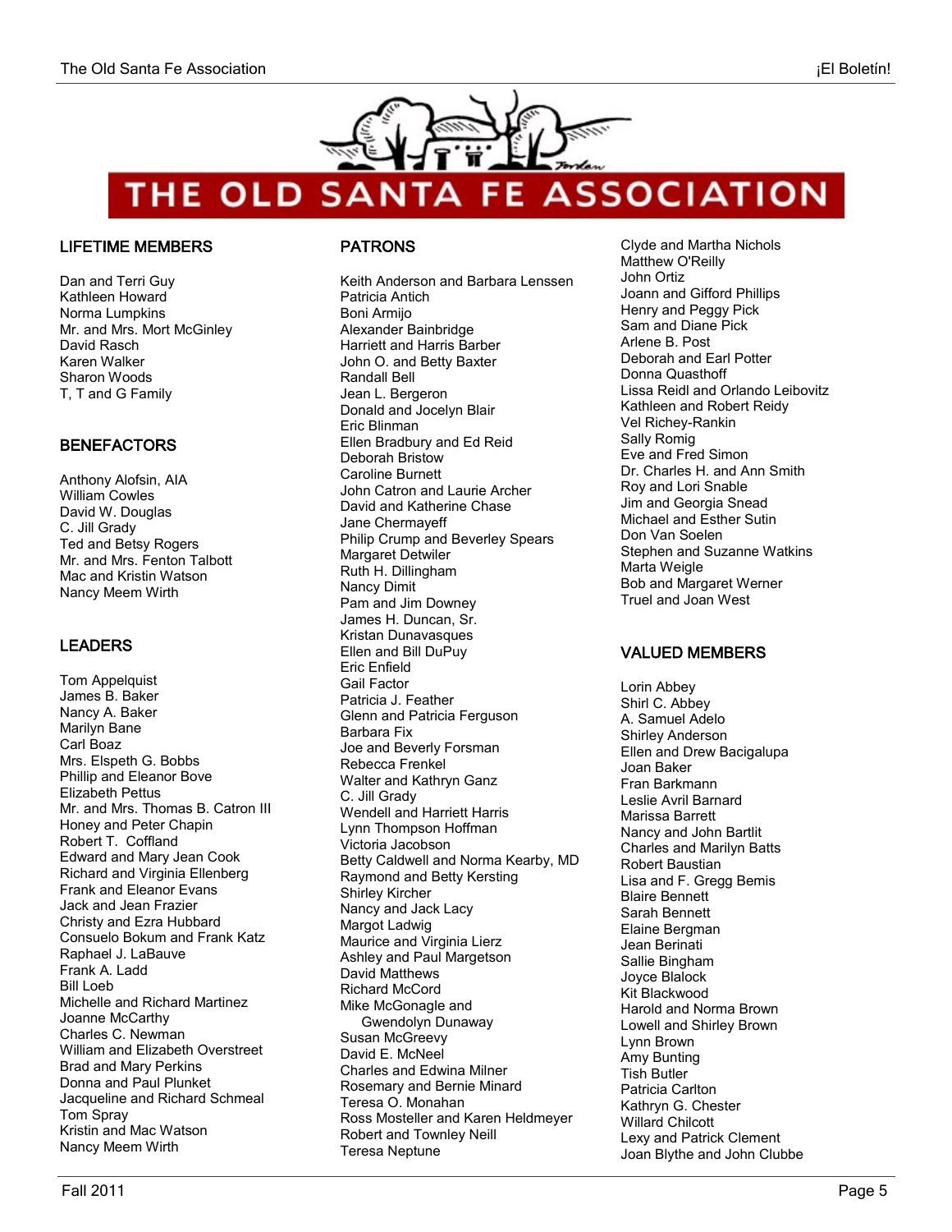# THE OLD SANTA FE ASSOCIATION

## LIFETIME MEMBERS

Dan and Terri Guy
Kathleen Howard
Norma Lumpkins
Mr. and Mrs. Mort McGinley
David Rasch
Karen Walker
Sharon Woods
T, T and G Family

## BENEFACTORS

Anthony Alofsin, AIA
William Cowles
David W. Douglas
C. Jill Grady
Ted and Betsy Rogers
Mr. and Mrs. Fenton Talbott
Mac and Kristin Watson
Nancy Meem Wirth

## LEADERS

Tom Appelquist
James B. Baker
Nancy A. Baker
Marilyn Bane
Carl Boaz
Mrs. Elspeth G. Bobbs
Phillip and Eleanor Bove
Elizabeth Pettus
Mr. and Mrs. Thomas B. Catron III
Honey and Peter Chapin
Robert T. Coffland
Edward and Mary Jean Cook
Richard and Virginia Ellenberg
Frank and Eleanor Evans
Jack and Jean Frazier
Christy and Ezra Hubbard
Consuelo Bokum and Frank Katz
Raphael J. LaBauve
Frank A. Ladd
Bill Loeb
Michelle and Richard Martinez
Joanne McCarthy
Charles C. Newman
William and Elizabeth Overstreet
Brad and Mary Perkins
Donna and Paul Plunket
Jacqueline and Richard Schmeal
Tom Spray
Kristin and Mac Watson
Nancy Meem Wirth

## PATRONS

Keith Anderson and Barbara Lenssen
Patricia Antich
Boni Armijo
Alexander Bainbridge
Harriett and Harris Barber
John O. and Betty Baxter
Randall Bell
Jean L. Bergeron
Donald and Jocelyn Blair
Eric Blinman
Ellen Bradbury and Ed Reid
Deborah Bristow
Caroline Burnett
John Catron and Laurie Archer
David and Katherine Chase
Jane Chermayeff
Philip Crump and Beverley Spears
Margaret Detwiler
Ruth H. Dillingham
Nancy Dimit
Pam and Jim Downey
James H. Duncan, Sr.
Kristan Dunavasques
Ellen and Bill DuPuy
Eric Enfield
Gail Factor
Patricia J. Feather
Glenn and Patricia Ferguson
Barbara Fix
Joe and Beverly Forsman
Rebecca Frenkel
Walter and Kathryn Ganz
C. Jill Grady
Wendell and Harriett Harris
Lynn Thompson Hoffman
Victoria Jacobson
Betty Caldwell and Norma Kearby, MD
Raymond and Betty Kersting
Shirley Kircher
Nancy and Jack Lacy
Margot Ladwig
Maurice and Virginia Lierz
Ashley and Paul Margetson
David Matthews
Richard McCord
Mike McGonagle and Gwendolyn Dunaway
Susan McGreevy
David E. McNeel
Charles and Edwina Milner
Rosemary and Bernie Minard
Teresa O. Monahan
Ross Mosteller and Karen Heldmeyer
Robert and Townley Neill
Teresa Neptune
Clyde and Martha Nichols
Matthew O'Reilly
John Ortiz
Joann and Gifford Phillips
Henry and Peggy Pick
Sam and Diane Pick
Arlene B. Post
Deborah and Earl Potter
Donna Quasthoff
Lissa Reidl and Orlando Leibovitz
Kathleen and Robert Reidy
Vel Richey-Rankin
Sally Romig
Eve and Fred Simon
Dr. Charles H. and Ann Smith
Roy and Lori Snable
Jim and Georgia Snead
Michael and Esther Sutin
Don Van Soelen
Stephen and Suzanne Watkins
Marta Weigle
Bob and Margaret Werner
Truel and Joan West

## VALUED MEMBERS

Lorin Abbey
Shirl C. Abbey
A. Samuel Adelo
Shirley Anderson
Ellen and Drew Bacigalupa
Joan Baker
Fran Barkmann
Leslie Avril Barnard
Marissa Barrett
Nancy and John Bartlit
Charles and Marilyn Batts
Robert Baustian
Lisa and F. Gregg Bemis
Blaire Bennett
Sarah Bennett
Elaine Bergman
Jean Berinati
Sallie Bingham
Joyce Blalock
Kit Blackwood
Harold and Norma Brown
Lowell and Shirley Brown
Lynn Brown
Amy Bunting
Tish Butler
Patricia Carlton
Kathryn G. Chester
Willard Chilcott
Lexy and Patrick Clement
Joan Blythe and John Clubbe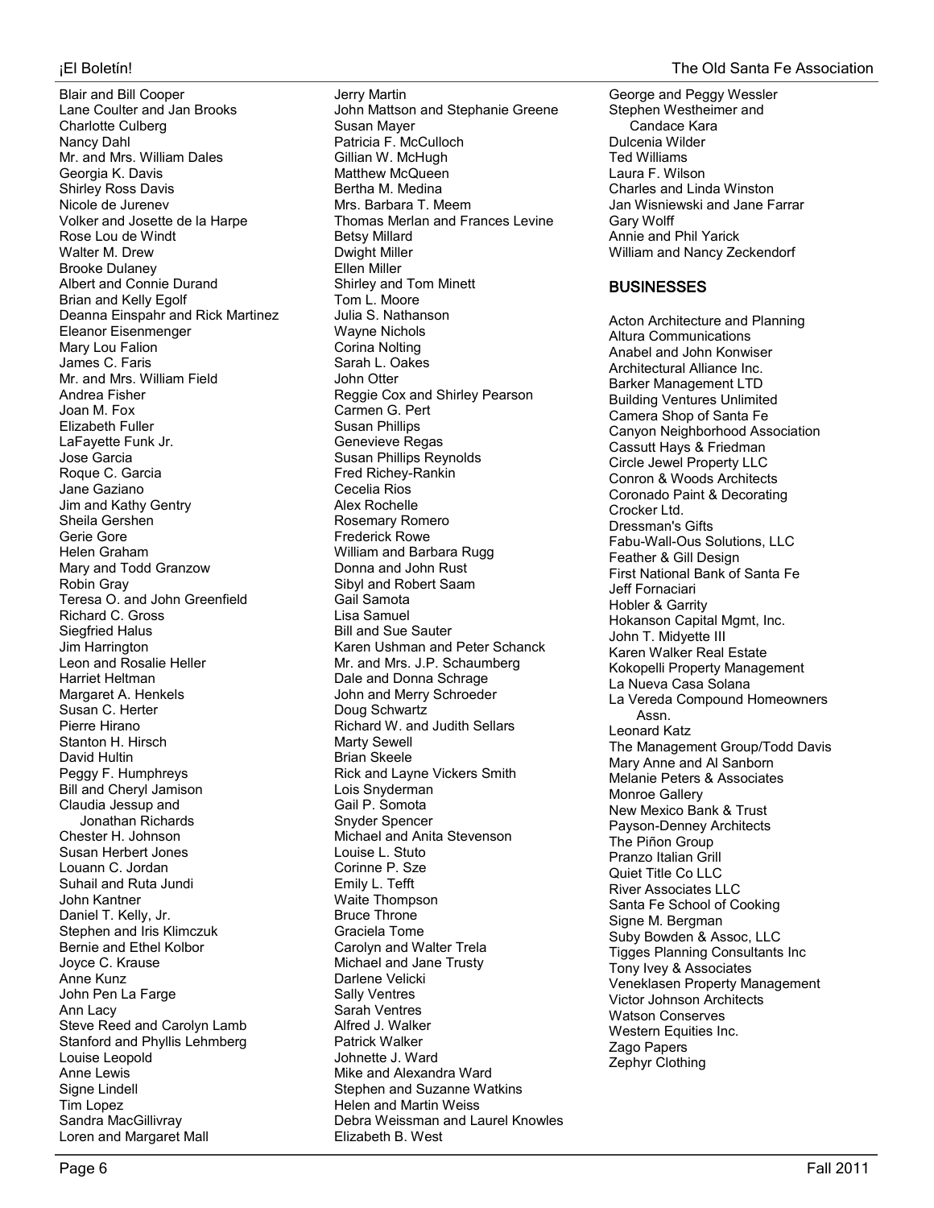Blair and Bill Cooper
Lane Coulter and Jan Brooks
Charlotte Culberg
Nancy Dahl
Mr. and Mrs. William Dales
Georgia K. Davis
Shirley Ross Davis
Nicole de Jurenev
Volker and Josette de la Harpe
Rose Lou de Windt
Walter M. Drew
Brooke Dulaney
Albert and Connie Durand
Brian and Kelly Egolf
Deanna Einspahr and Rick Martinez
Eleanor Eisenmenger
Mary Lou Falion
James C. Faris
Mr. and Mrs. William Field
Andrea Fisher
Joan M. Fox
Elizabeth Fuller
LaFayette Funk Jr.
Jose Garcia
Roque C. Garcia
Jane Gaziano
Jim and Kathy Gentry
Sheila Gershen
Gerie Gore
Helen Graham
Mary and Todd Granzow
Robin Gray
Teresa O. and John Greenfield
Richard C. Gross
Siegfried Halus
Jim Harrington
Leon and Rosalie Heller
Harriet Heltman
Margaret A. Henkels
Susan C. Herter
Pierre Hirano
Stanton H. Hirsch
David Hultin
Peggy F. Humphreys
Bill and Cheryl Jamison
Claudia Jessup and Jonathan Richards
Chester H. Johnson
Susan Herbert Jones
Louann C. Jordan
Suhail and Ruta Jundi
John Kantner
Daniel T. Kelly, Jr.
Stephen and Iris Klimczuk
Bernie and Ethel Kolbor
Joyce C. Krause
Anne Kunz
John Pen La Farge
Ann Lacy
Steve Reed and Carolyn Lamb
Stanford and Phyllis Lehmberg
Louise Leopold
Anne Lewis
Signe Lindell
Tim Lopez
Sandra MacGillivray
Loren and Margaret Mall
Jerry Martin
John Mattson and Stephanie Greene
Susan Mayer
Patricia F. McCulloch
Gillian W. McHugh
Matthew McQueen
Bertha M. Medina
Mrs. Barbara T. Meem
Thomas Merlan and Frances Levine
Betsy Millard
Dwight Miller
Ellen Miller
Shirley and Tom Minett
Tom L. Moore
Julia S. Nathanson
Wayne Nichols
Corina Nolting
Sarah L. Oakes
John Otter
Reggie Cox and Shirley Pearson
Carmen G. Pert
Susan Phillips
Genevieve Regas
Susan Phillips Reynolds
Fred Richey-Rankin
Cecelia Rios
Alex Rochelle
Rosemary Romero
Frederick Rowe
William and Barbara Rugg
Donna and John Rust
Sibyl and Robert Saam
Gail Samota
Lisa Samuel
Bill and Sue Sauter
Karen Ushman and Peter Schanck
Mr. and Mrs. J.P. Schaumberg
Dale and Donna Schrage
John and Merry Schroeder
Doug Schwartz
Richard W. and Judith Sellars
Marty Sewell
Brian Skeele
Rick and Layne Vickers Smith
Lois Snyderman
Gail P. Somota
Snyder Spencer
Michael and Anita Stevenson
Louise L. Stuto
Corinne P. Sze
Emily L. Tefft
Waite Thompson
Bruce Throne
Graciela Tome
Carolyn and Walter Trela
Michael and Jane Trusty
Darlene Velicki
Sally Ventres
Sarah Ventres
Alfred J. Walker
Patrick Walker
Johnette J. Ward
Mike and Alexandra Ward
Stephen and Suzanne Watkins
Helen and Martin Weiss
Debra Weissman and Laurel Knowles
Elizabeth B. West
George and Peggy Wessler
Stephen Westheimer and Candace Kara
Dulcenia Wilder
Ted Williams
Laura F. Wilson
Charles and Linda Winston
Jan Wisniewski and Jane Farrar
Gary Wolff
Annie and Phil Yarick
William and Nancy Zeckendorf

## BUSINESSES

Acton Architecture and Planning
Altura Communications
Anabel and John Konwiser
Architectural Alliance Inc.
Barker Management LTD
Building Ventures Unlimited
Camera Shop of Santa Fe
Canyon Neighborhood Association
Cassutt Hays & Friedman
Circle Jewel Property LLC
Conron & Woods Architects
Coronado Paint & Decorating
Crocker Ltd.
Dressman's Gifts
Fabu-Wall-Ous Solutions, LLC
Feather & Gill Design
First National Bank of Santa Fe
Jeff Fornaciari
Hobler & Garrity
Hokanson Capital Mgmt, Inc.
John T. Midyette III
Karen Walker Real Estate
Kokopelli Property Management
La Nueva Casa Solana
La Vereda Compound Homeowners Assn.
Leonard Katz
The Management Group/Todd Davis
Mary Anne and Al Sanborn
Melanie Peters & Associates
Monroe Gallery
New Mexico Bank & Trust
Payson-Denney Architects
The Piñon Group
Pranzo Italian Grill
Quiet Title Co LLC
River Associates LLC
Santa Fe School of Cooking
Signe M. Bergman
Suby Bowden & Assoc, LLC
Tigges Planning Consultants Inc
Tony Ivey & Associates
Veneklasen Property Management
Victor Johnson Architects
Watson Conserves
Western Equities Inc.
Zago Papers
Zephyr Clothing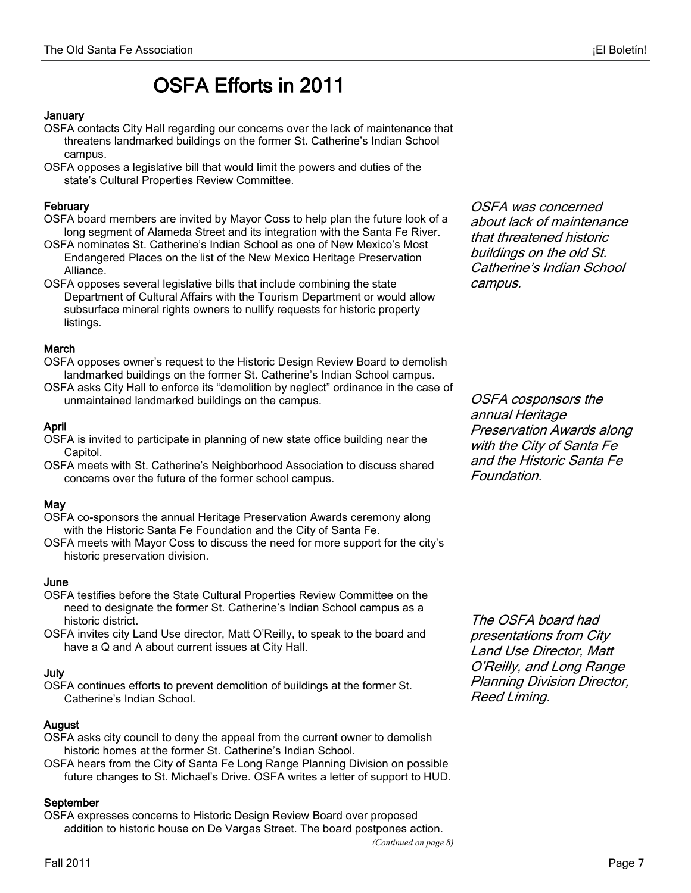# OSFA Efforts in 2011

### January

OSFA contacts City Hall regarding our concerns over the lack of maintenance that threatens landmarked buildings on the former St. Catherine's Indian School campus.

OSFA opposes a legislative bill that would limit the powers and duties of the state's Cultural Properties Review Committee.

### February

OSFA board members are invited by Mayor Coss to help plan the future look of a long segment of Alameda Street and its integration with the Santa Fe River.

OSFA nominates St. Catherine's Indian School as one of New Mexico's Most Endangered Places on the list of the New Mexico Heritage Preservation Alliance.

OSFA opposes several legislative bills that include combining the state Department of Cultural Affairs with the Tourism Department or would allow subsurface mineral rights owners to nullify requests for historic property listings.

*OSFA was concerned about lack of maintenance that threatened historic buildings on the old St. Catherine's Indian School campus.*

### March

OSFA opposes owner's request to the Historic Design Review Board to demolish landmarked buildings on the former St. Catherine's Indian School campus.

OSFA asks City Hall to enforce its "demolition by neglect" ordinance in the case of unmaintained landmarked buildings on the campus.

### April

OSFA is invited to participate in planning of new state office building near the Capitol.

OSFA meets with St. Catherine's Neighborhood Association to discuss shared concerns over the future of the former school campus.

*OSFA cosponsors the annual Heritage Preservation Awards along with the City of Santa Fe and the Historic Santa Fe Foundation.*

### May

OSFA co-sponsors the annual Heritage Preservation Awards ceremony along with the Historic Santa Fe Foundation and the City of Santa Fe.

OSFA meets with Mayor Coss to discuss the need for more support for the city's historic preservation division.

### June

OSFA testifies before the State Cultural Properties Review Committee on the need to designate the former St. Catherine's Indian School campus as a historic district.

OSFA invites city Land Use director, Matt O'Reilly, to speak to the board and have a Q and A about current issues at City Hall.

*The OSFA board had presentations from City Land Use Director, Matt O'Reilly, and Long Range Planning Division Director, Reed Liming.*

### July

OSFA continues efforts to prevent demolition of buildings at the former St. Catherine's Indian School.

### August

OSFA asks city council to deny the appeal from the current owner to demolish historic homes at the former St. Catherine's Indian School.

OSFA hears from the City of Santa Fe Long Range Planning Division on possible future changes to St. Michael's Drive. OSFA writes a letter of support to HUD.

### September

OSFA expresses concerns to Historic Design Review Board over proposed addition to historic house on De Vargas Street. The board postpones action.

*(Continued on page 8)*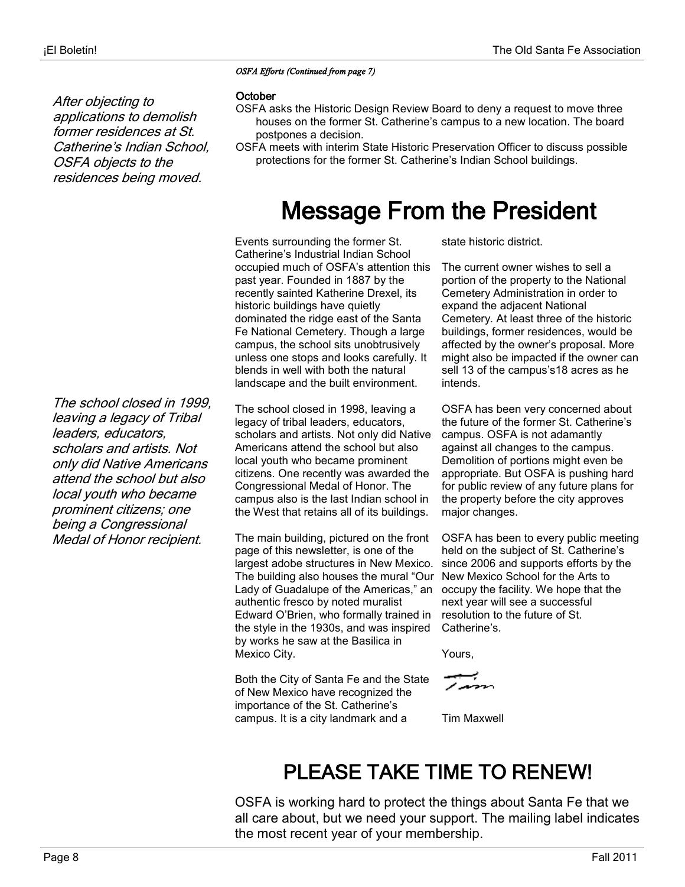*OSFA Efforts (Continued from page 7)*

*After objecting to applications to demolish former residences at St. Catherine's Indian School, OSFA objects to the residences being moved.*

**October**

OSFA asks the Historic Design Review Board to deny a request to move three houses on the former St. Catherine's campus to a new location. The board postpones a decision.

OSFA meets with interim State Historic Preservation Officer to discuss possible protections for the former St. Catherine's Indian School buildings.

# Message From the President

Events surrounding the former St. Catherine's Industrial Indian School occupied much of OSFA's attention this past year. Founded in 1887 by the recently sainted Katherine Drexel, its historic buildings have quietly dominated the ridge east of the Santa Fe National Cemetery. Though a large campus, the school sits unobtrusively unless one stops and looks carefully. It blends in well with both the natural landscape and the built environment.

*The school closed in 1999, leaving a legacy of Tribal leaders, educators, scholars and artists. Not only did Native Americans attend the school but also local youth who became prominent citizens; one being a Congressional Medal of Honor recipient.*

The school closed in 1998, leaving a legacy of tribal leaders, educators, scholars and artists. Not only did Native Americans attend the school but also local youth who became prominent citizens. One recently was awarded the Congressional Medal of Honor. The campus also is the last Indian school in the West that retains all of its buildings.

The main building, pictured on the front page of this newsletter, is one of the largest adobe structures in New Mexico. The building also houses the mural "Our Lady of Guadalupe of the Americas," an authentic fresco by noted muralist Edward O'Brien, who formally trained in the style in the 1930s, and was inspired by works he saw at the Basilica in Mexico City.

Both the City of Santa Fe and the State of New Mexico have recognized the importance of the St. Catherine's campus. It is a city landmark and a state historic district.

The current owner wishes to sell a portion of the property to the National Cemetery Administration in order to expand the adjacent National Cemetery. At least three of the historic buildings, former residences, would be affected by the owner's proposal. More might also be impacted if the owner can sell 13 of the campus's18 acres as he intends.

OSFA has been very concerned about the future of the former St. Catherine's campus. OSFA is not adamantly against all changes to the campus. Demolition of portions might even be appropriate. But OSFA is pushing hard for public review of any future plans for the property before the city approves major changes.

OSFA has been to every public meeting held on the subject of St. Catherine's since 2006 and supports efforts by the New Mexico School for the Arts to occupy the facility. We hope that the next year will see a successful resolution to the future of St. Catherine's.

Yours,

Tim

Tim Maxwell

# PLEASE TAKE TIME TO RENEW!

OSFA is working hard to protect the things about Santa Fe that we all care about, but we need your support. The mailing label indicates the most recent year of your membership.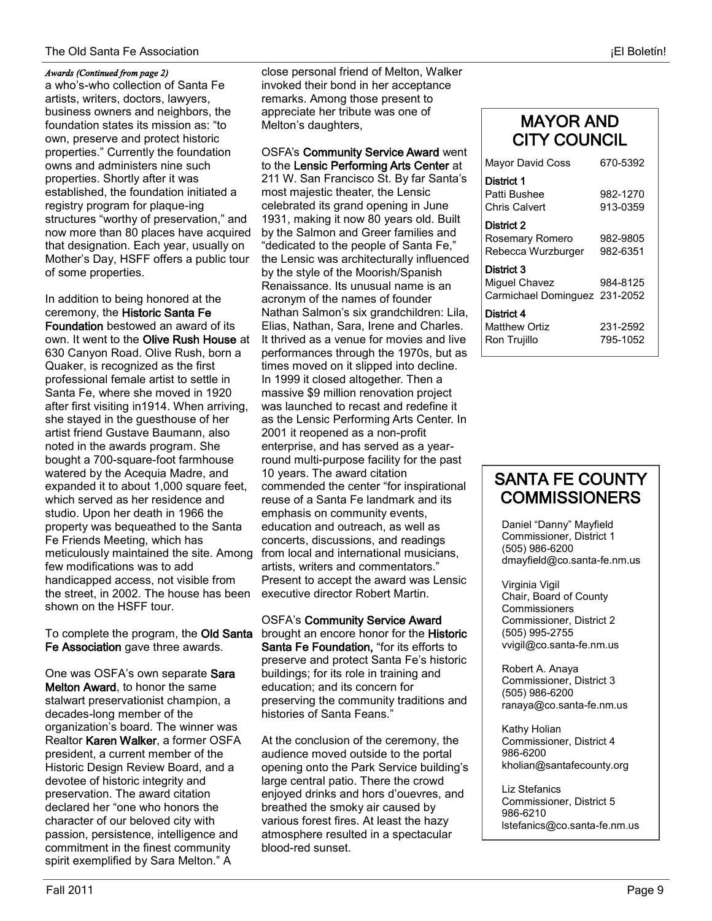*Awards (Continued from page 2)*

a who's-who collection of Santa Fe artists, writers, doctors, lawyers, business owners and neighbors, the foundation states its mission as: "to own, preserve and protect historic properties." Currently the foundation owns and administers nine such properties. Shortly after it was established, the foundation initiated a registry program for plaque-ing structures "worthy of preservation," and now more than 80 places have acquired that designation. Each year, usually on Mother's Day, HSFF offers a public tour of some properties.

In addition to being honored at the ceremony, the **Historic Santa Fe Foundation** bestowed an award of its own. It went to the **Olive Rush House** at 630 Canyon Road. Olive Rush, born a Quaker, is recognized as the first professional female artist to settle in Santa Fe, where she moved in 1920 after first visiting in1914. When arriving, she stayed in the guesthouse of her artist friend Gustave Baumann, also noted in the awards program. She bought a 700-square-foot farmhouse watered by the Acequia Madre, and expanded it to about 1,000 square feet, which served as her residence and studio. Upon her death in 1966 the property was bequeathed to the Santa Fe Friends Meeting, which has meticulously maintained the site. Among few modifications was to add handicapped access, not visible from the street, in 2002. The house has been shown on the HSFF tour.

To complete the program, the **Old Santa Fe Association** gave three awards.

One was OSFA's own separate **Sara Melton Award**, to honor the same stalwart preservationist champion, a decades-long member of the organization's board. The winner was Realtor **Karen Walker**, a former OSFA president, a current member of the Historic Design Review Board, and a devotee of historic integrity and preservation. The award citation declared her "one who honors the character of our beloved city with passion, persistence, intelligence and commitment in the finest community spirit exemplified by Sara Melton." A close personal friend of Melton, Walker invoked their bond in her acceptance remarks. Among those present to appreciate her tribute was one of Melton's daughters,

OSFA's **Community Service Award** went to the **Lensic Performing Arts Center** at 211 W. San Francisco St. By far Santa's most majestic theater, the Lensic celebrated its grand opening in June 1931, making it now 80 years old. Built by the Salmon and Greer families and "dedicated to the people of Santa Fe," the Lensic was architecturally influenced by the style of the Moorish/Spanish Renaissance. Its unusual name is an acronym of the names of founder Nathan Salmon's six grandchildren: Lila, Elias, Nathan, Sara, Irene and Charles. It thrived as a venue for movies and live performances through the 1970s, but as times moved on it slipped into decline. In 1999 it closed altogether. Then a massive $9 million renovation project was launched to recast and redefine it as the Lensic Performing Arts Center. In 2001 it reopened as a non-profit enterprise, and has served as a year-round multi-purpose facility for the past 10 years. The award citation commended the center "for inspirational reuse of a Santa Fe landmark and its emphasis on community events, education and outreach, as well as concerts, discussions, and readings from local and international musicians, artists, writers and commentators." Present to accept the award was Lensic executive director Robert Martin.

OSFA's **Community Service Award** brought an encore honor for the **Historic Santa Fe Foundation,** "for its efforts to preserve and protect Santa Fe's historic buildings; for its role in training and education; and its concern for preserving the community traditions and histories of Santa Feans."

At the conclusion of the ceremony, the audience moved outside to the portal opening onto the Park Service building's large central patio. There the crowd enjoyed drinks and hors d'ouevres, and breathed the smoky air caused by various forest fires. At least the hazy atmosphere resulted in a spectacular blood-red sunset.

## MAYOR AND CITY COUNCIL

Mayor David Coss 670-5392

**District 1**
Patti Bushee 982-1270
Chris Calvert 913-0359

**District 2**
Rosemary Romero 982-9805
Rebecca Wurzburger 982-6351

**District 3**
Miguel Chavez 984-8125
Carmichael Dominguez 231-2052

**District 4**
Matthew Ortiz 231-2592
Ron Trujillo 795-1052

## SANTA FE COUNTY COMMISSIONERS

Daniel "Danny" Mayfield
Commissioner, District 1
(505) 986-6200
dmayfield@co.santa-fe.nm.us

Virginia Vigil
Chair, Board of County Commissioners
Commissioner, District 2
(505) 995-2755
vvigil@co.santa-fe.nm.us

Robert A. Anaya
Commissioner, District 3
(505) 986-6200
ranaya@co.santa-fe.nm.us

Kathy Holian
Commissioner, District 4
986-6200
kholian@santafecounty.org

Liz Stefanics
Commissioner, District 5
986-6210
lstefanics@co.santa-fe.nm.us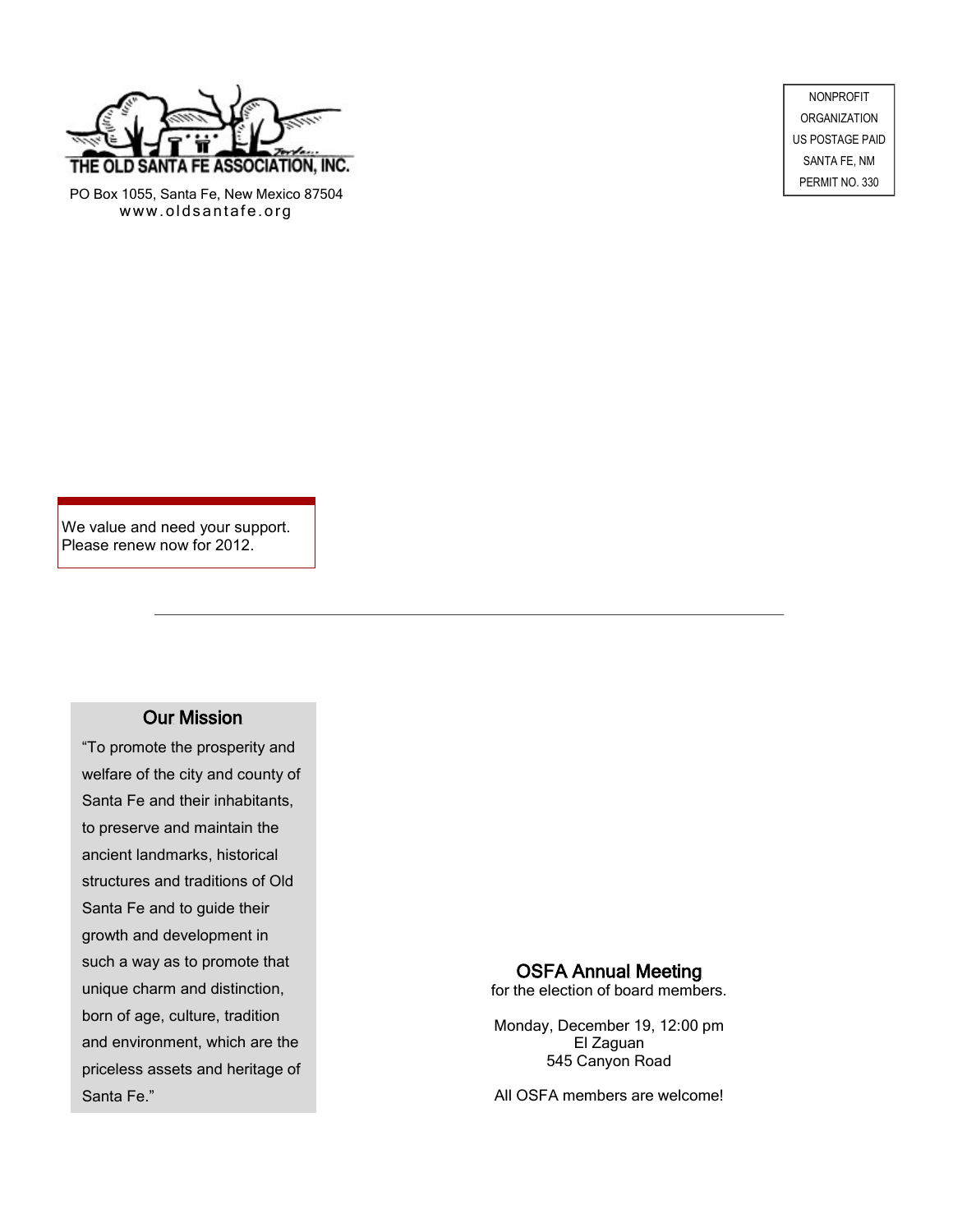THE OLD SANTA FE ASSOCIATION, INC.

PO Box 1055, Santa Fe, New Mexico 87504
www.oldsantafe.org

NONPROFIT
ORGANIZATION
US POSTAGE PAID
SANTA FE, NM
PERMIT NO. 330

We value and need your support.
Please renew now for 2012.

---

## Our Mission

"To promote the prosperity and welfare of the city and county of Santa Fe and their inhabitants, to preserve and maintain the ancient landmarks, historical structures and traditions of Old Santa Fe and to guide their growth and development in such a way as to promote that unique charm and distinction, born of age, culture, tradition and environment, which are the priceless assets and heritage of Santa Fe."

## OSFA Annual Meeting

for the election of board members.

Monday, December 19, 12:00 pm
El Zaguan
545 Canyon Road

All OSFA members are welcome!